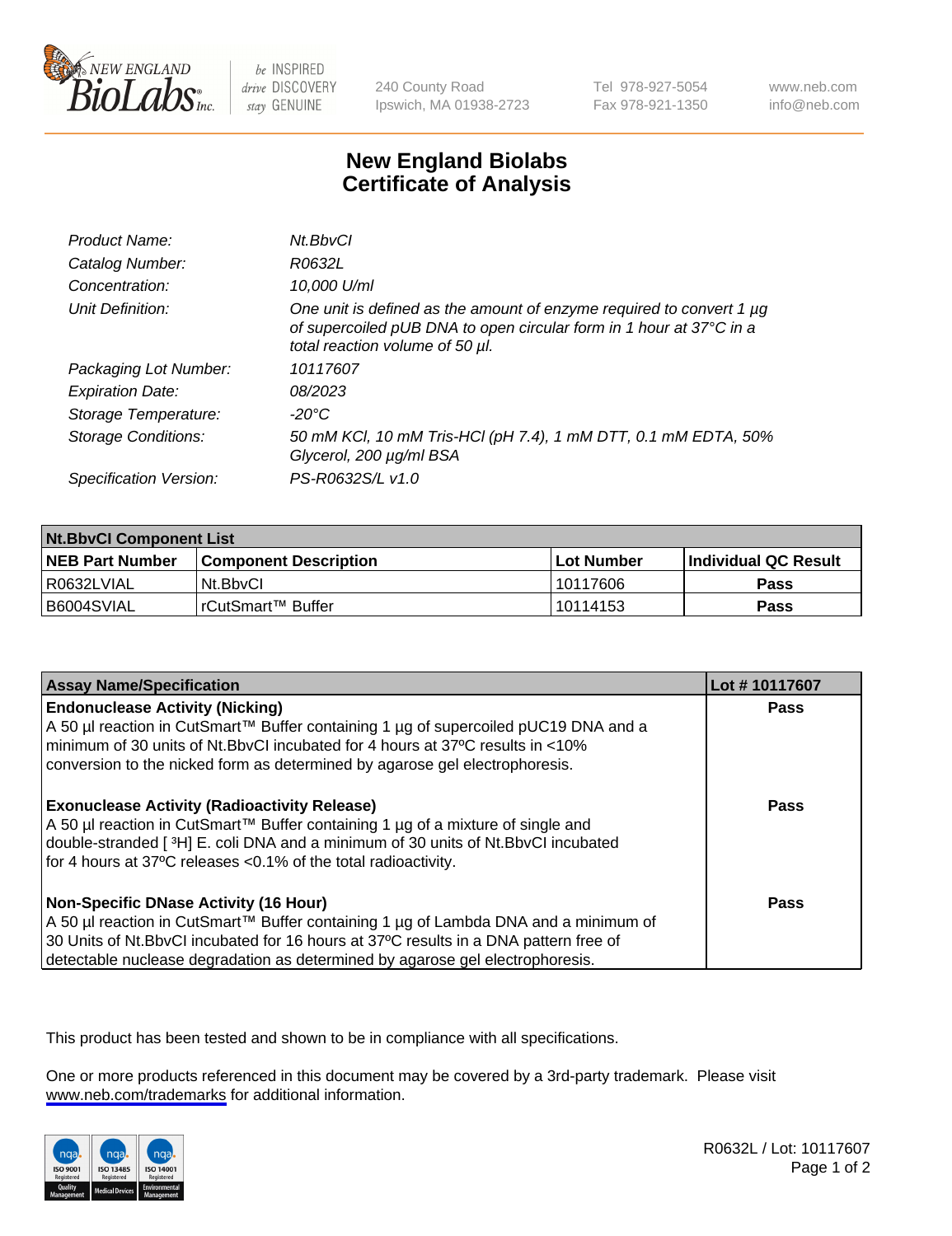# New England Biolabs Certificate of Analysis

| | |
|---|---|
| *Product Name:* | *Nt.BbvCI* |
| *Catalog Number:* | *R0632L* |
| *Concentration:* | *10,000 U/ml* |
| *Unit Definition:* | *One unit is defined as the amount of enzyme required to convert 1 µg of supercoiled pUB DNA to open circular form in 1 hour at 37°C in a total reaction volume of 50 µl.* |
| *Packaging Lot Number:* | *10117607* |
| *Expiration Date:* | *08/2023* |
| *Storage Temperature:* | *-20°C* |
| *Storage Conditions:* | *50 mM KCl, 10 mM Tris-HCl (pH 7.4), 1 mM DTT, 0.1 mM EDTA, 50% Glycerol, 200 µg/ml BSA* |
| *Specification Version:* | *PS-R0632S/L v1.0* |

| **Nt.BbvCI Component List** | | | |
|---|---|---|---|
| **NEB Part Number** | **Component Description** | **Lot Number** | **Individual QC Result** |
| R0632LVIAL | Nt.BbvCI | 10117606 | **Pass** |
| B6004SVIAL | rCutSmart™ Buffer | 10114153 | **Pass** |

| **Assay Name/Specification** | **Lot # 10117607** |
|---|---|
| **Endonuclease Activity (Nicking)** A 50 µl reaction in CutSmart™ Buffer containing 1 µg of supercoiled pUC19 DNA and a minimum of 30 units of Nt.BbvCI incubated for 4 hours at 37ºC results in <10% conversion to the nicked form as determined by agarose gel electrophoresis. | **Pass** |
| **Exonuclease Activity (Radioactivity Release)** A 50 µl reaction in CutSmart™ Buffer containing 1 µg of a mixture of single and double-stranded [ $^3$H] E. coli DNA and a minimum of 30 units of Nt.BbvCI incubated for 4 hours at 37ºC releases <0.1% of the total radioactivity. | **Pass** |
| **Non-Specific DNase Activity (16 Hour)** A 50 µl reaction in CutSmart™ Buffer containing 1 µg of Lambda DNA and a minimum of 30 Units of Nt.BbvCI incubated for 16 hours at 37ºC results in a DNA pattern free of detectable nuclease degradation as determined by agarose gel electrophoresis. | **Pass** |

This product has been tested and shown to be in compliance with all specifications.

One or more products referenced in this document may be covered by a 3rd-party trademark. Please visit www.neb.com/trademarks for additional information.

R0632L / Lot: 10117607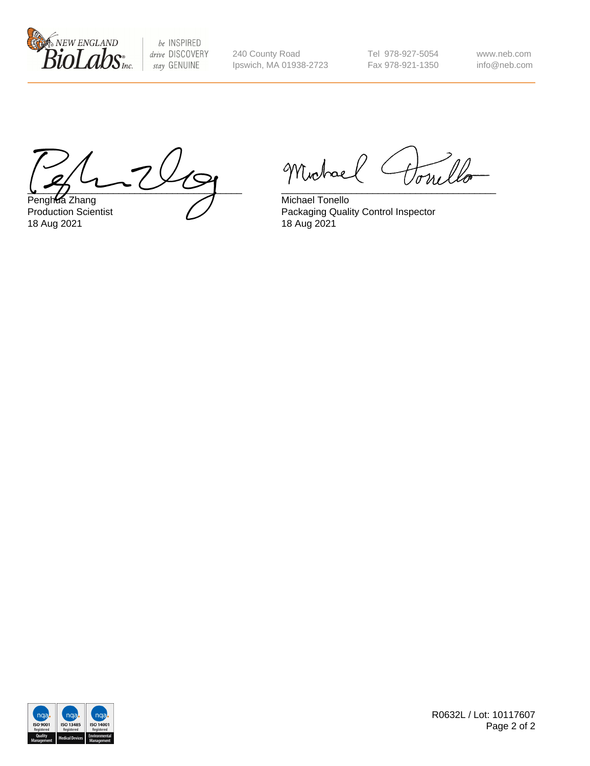Penghua Zhang
Production Scientist
18 Aug 2021

Michael Tonello
Packaging Quality Control Inspector
18 Aug 2021

R0632L / Lot: 10117607